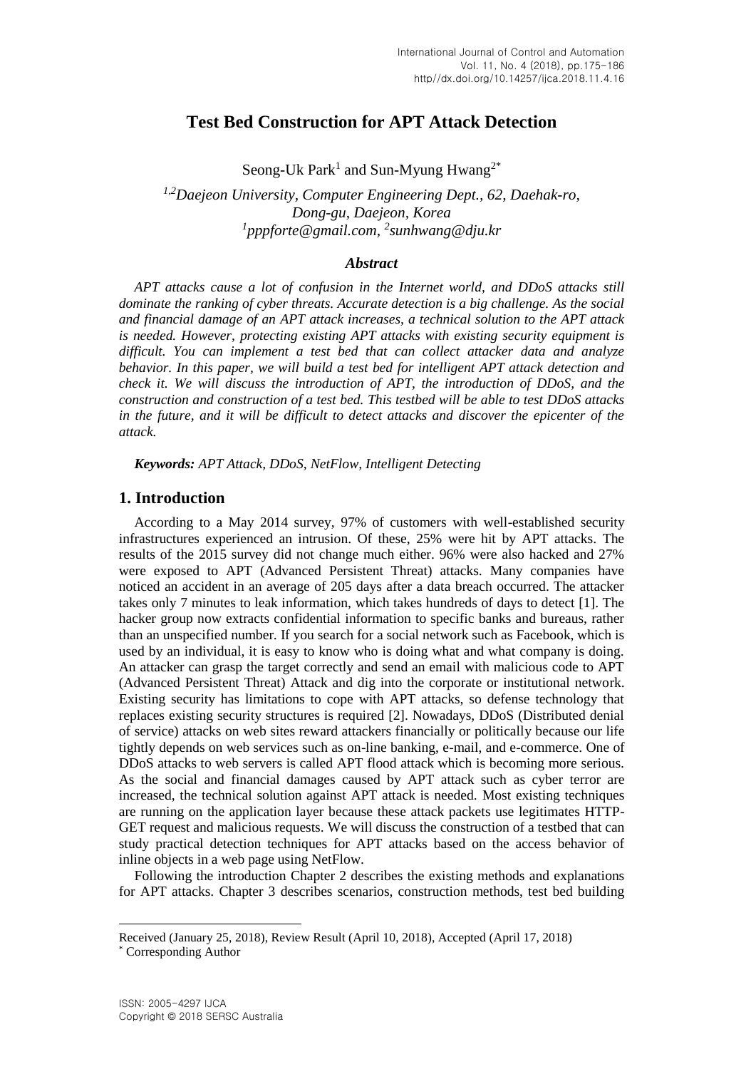# Test Bed Construction for APT Attack Detection

Seong-Uk Park[1] and Sun-Myung Hwang[2*]

*[1,2]Daejeon University, Computer Engineering Dept., 62, Daehak-ro, Dong-gu, Daejeon, Korea*
*[1]pppforte@gmail.com, [2]sunhwang@dju.kr*

### *Abstract*

*APT attacks cause a lot of confusion in the Internet world, and DDoS attacks still dominate the ranking of cyber threats. Accurate detection is a big challenge. As the social and financial damage of an APT attack increases, a technical solution to the APT attack is needed. However, protecting existing APT attacks with existing security equipment is difficult. You can implement a test bed that can collect attacker data and analyze behavior. In this paper, we will build a test bed for intelligent APT attack detection and check it. We will discuss the introduction of APT, the introduction of DDoS, and the construction and construction of a test bed. This testbed will be able to test DDoS attacks in the future, and it will be difficult to detect attacks and discover the epicenter of the attack.*

***Keywords:** APT Attack, DDoS, NetFlow, Intelligent Detecting*

## 1. Introduction

According to a May 2014 survey, 97% of customers with well-established security infrastructures experienced an intrusion. Of these, 25% were hit by APT attacks. The results of the 2015 survey did not change much either. 96% were also hacked and 27% were exposed to APT (Advanced Persistent Threat) attacks. Many companies have noticed an accident in an average of 205 days after a data breach occurred. The attacker takes only 7 minutes to leak information, which takes hundreds of days to detect [1]. The hacker group now extracts confidential information to specific banks and bureaus, rather than an unspecified number. If you search for a social network such as Facebook, which is used by an individual, it is easy to know who is doing what and what company is doing. An attacker can grasp the target correctly and send an email with malicious code to APT (Advanced Persistent Threat) Attack and dig into the corporate or institutional network. Existing security has limitations to cope with APT attacks, so defense technology that replaces existing security structures is required [2]. Nowadays, DDoS (Distributed denial of service) attacks on web sites reward attackers financially or politically because our life tightly depends on web services such as on-line banking, e-mail, and e-commerce. One of DDoS attacks to web servers is called APT flood attack which is becoming more serious. As the social and financial damages caused by APT attack such as cyber terror are increased, the technical solution against APT attack is needed. Most existing techniques are running on the application layer because these attack packets use legitimates HTTP-GET request and malicious requests. We will discuss the construction of a testbed that can study practical detection techniques for APT attacks based on the access behavior of inline objects in a web page using NetFlow.

Following the introduction Chapter 2 describes the existing methods and explanations for APT attacks. Chapter 3 describes scenarios, construction methods, test bed building

Received (January 25, 2018), Review Result (April 10, 2018), Accepted (April 17, 2018)
* Corresponding Author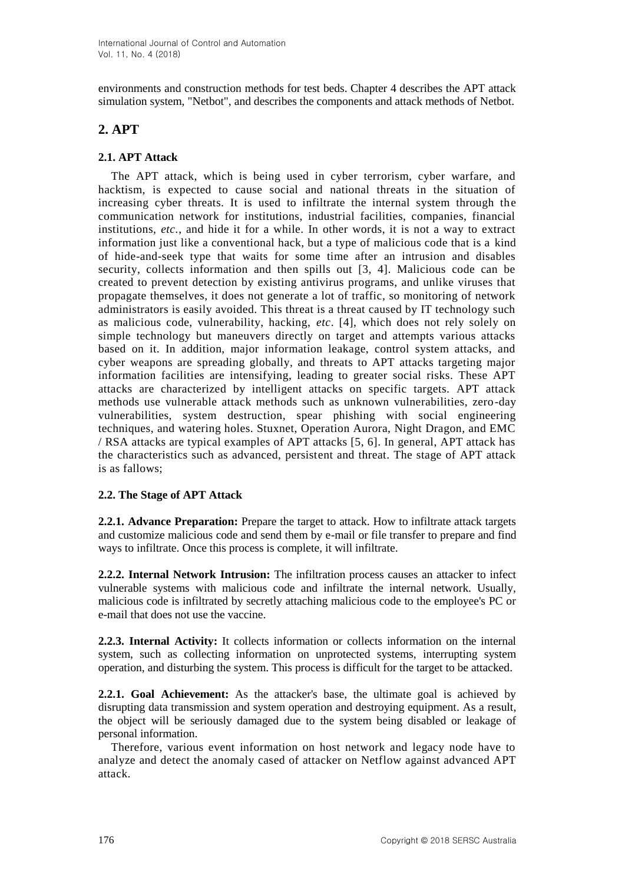environments and construction methods for test beds. Chapter 4 describes the APT attack simulation system, "Netbot", and describes the components and attack methods of Netbot.

## 2. APT

### 2.1. APT Attack

The APT attack, which is being used in cyber terrorism, cyber warfare, and hacktism, is expected to cause social and national threats in the situation of increasing cyber threats. It is used to infiltrate the internal system through the communication network for institutions, industrial facilities, companies, financial institutions, *etc.*, and hide it for a while. In other words, it is not a way to extract information just like a conventional hack, but a type of malicious code that is a kind of hide-and-seek type that waits for some time after an intrusion and disables security, collects information and then spills out [3, 4]. Malicious code can be created to prevent detection by existing antivirus programs, and unlike viruses that propagate themselves, it does not generate a lot of traffic, so monitoring of network administrators is easily avoided. This threat is a threat caused by IT technology such as malicious code, vulnerability, hacking, *etc*. [4], which does not rely solely on simple technology but maneuvers directly on target and attempts various attacks based on it. In addition, major information leakage, control system attacks, and cyber weapons are spreading globally, and threats to APT attacks targeting major information facilities are intensifying, leading to greater social risks. These APT attacks are characterized by intelligent attacks on specific targets. APT attack methods use vulnerable attack methods such as unknown vulnerabilities, zero-day vulnerabilities, system destruction, spear phishing with social engineering techniques, and watering holes. Stuxnet, Operation Aurora, Night Dragon, and EMC / RSA attacks are typical examples of APT attacks [5, 6]. In general, APT attack has the characteristics such as advanced, persistent and threat. The stage of APT attack is as fallows;

### 2.2. The Stage of APT Attack

**2.2.1. Advance Preparation:** Prepare the target to attack. How to infiltrate attack targets and customize malicious code and send them by e-mail or file transfer to prepare and find ways to infiltrate. Once this process is complete, it will infiltrate.

**2.2.2. Internal Network Intrusion:** The infiltration process causes an attacker to infect vulnerable systems with malicious code and infiltrate the internal network. Usually, malicious code is infiltrated by secretly attaching malicious code to the employee's PC or e-mail that does not use the vaccine.

**2.2.3. Internal Activity:** It collects information or collects information on the internal system, such as collecting information on unprotected systems, interrupting system operation, and disturbing the system. This process is difficult for the target to be attacked.

**2.2.1. Goal Achievement:** As the attacker's base, the ultimate goal is achieved by disrupting data transmission and system operation and destroying equipment. As a result, the object will be seriously damaged due to the system being disabled or leakage of personal information.

Therefore, various event information on host network and legacy node have to analyze and detect the anomaly cased of attacker on Netflow against advanced APT attack.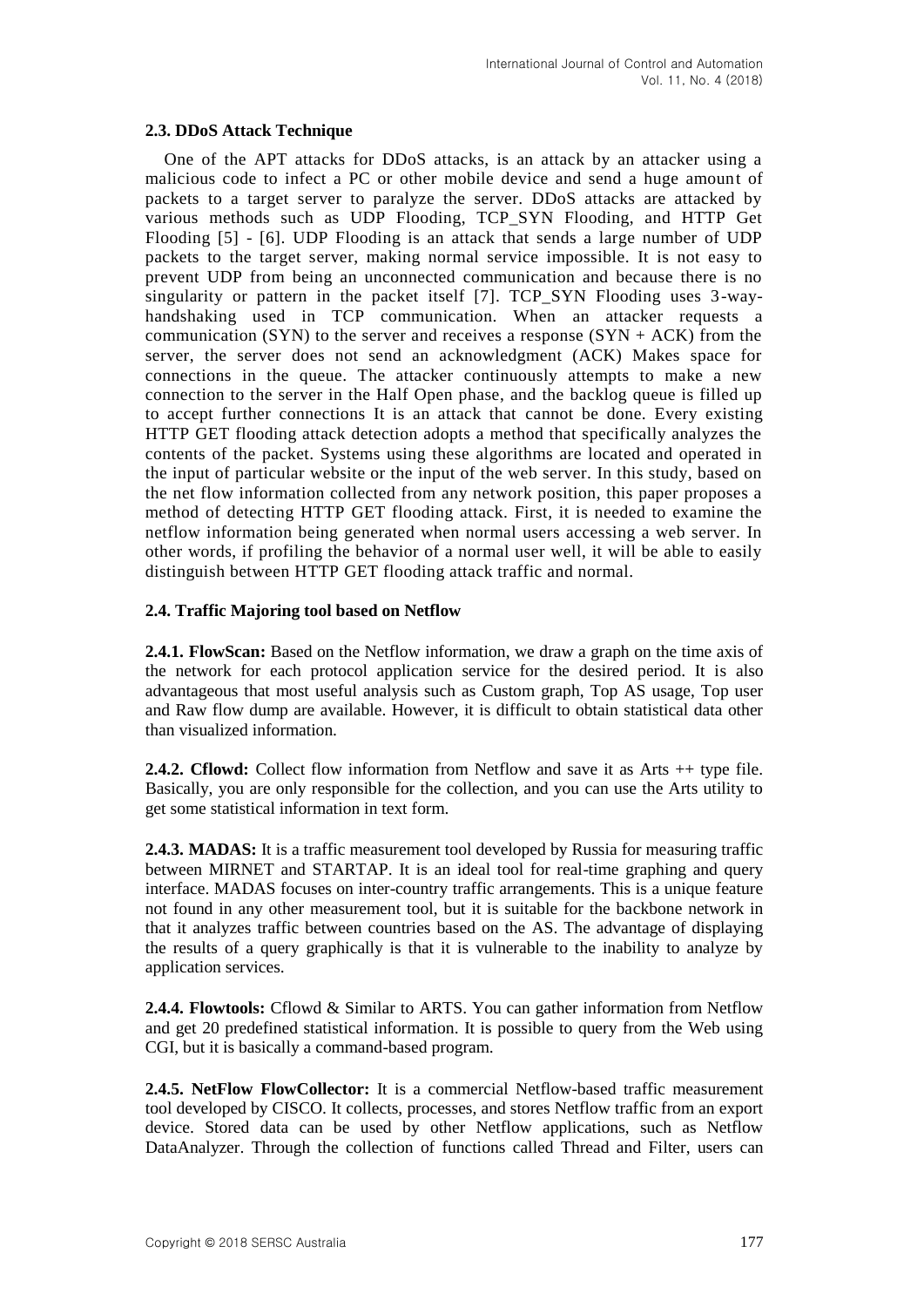### 2.3. DDoS Attack Technique

One of the APT attacks for DDoS attacks, is an attack by an attacker using a malicious code to infect a PC or other mobile device and send a huge amount of packets to a target server to paralyze the server. DDoS attacks are attacked by various methods such as UDP Flooding, TCP_SYN Flooding, and HTTP Get Flooding [5] - [6]. UDP Flooding is an attack that sends a large number of UDP packets to the target server, making normal service impossible. It is not easy to prevent UDP from being an unconnected communication and because there is no singularity or pattern in the packet itself [7]. TCP_SYN Flooding uses 3-way-handshaking used in TCP communication. When an attacker requests a communication (SYN) to the server and receives a response (SYN + ACK) from the server, the server does not send an acknowledgment (ACK) Makes space for connections in the queue. The attacker continuously attempts to make a new connection to the server in the Half Open phase, and the backlog queue is filled up to accept further connections It is an attack that cannot be done. Every existing HTTP GET flooding attack detection adopts a method that specifically analyzes the contents of the packet. Systems using these algorithms are located and operated in the input of particular website or the input of the web server. In this study, based on the net flow information collected from any network position, this paper proposes a method of detecting HTTP GET flooding attack. First, it is needed to examine the netflow information being generated when normal users accessing a web server. In other words, if profiling the behavior of a normal user well, it will be able to easily distinguish between HTTP GET flooding attack traffic and normal.

### 2.4. Traffic Majoring tool based on Netflow

**2.4.1. FlowScan:** Based on the Netflow information, we draw a graph on the time axis of the network for each protocol application service for the desired period. It is also advantageous that most useful analysis such as Custom graph, Top AS usage, Top user and Raw flow dump are available. However, it is difficult to obtain statistical data other than visualized information.

**2.4.2. Cflowd:** Collect flow information from Netflow and save it as Arts ++ type file. Basically, you are only responsible for the collection, and you can use the Arts utility to get some statistical information in text form.

**2.4.3. MADAS:** It is a traffic measurement tool developed by Russia for measuring traffic between MIRNET and STARTAP. It is an ideal tool for real-time graphing and query interface. MADAS focuses on inter-country traffic arrangements. This is a unique feature not found in any other measurement tool, but it is suitable for the backbone network in that it analyzes traffic between countries based on the AS. The advantage of displaying the results of a query graphically is that it is vulnerable to the inability to analyze by application services.

**2.4.4. Flowtools:** Cflowd & Similar to ARTS. You can gather information from Netflow and get 20 predefined statistical information. It is possible to query from the Web using CGI, but it is basically a command-based program.

**2.4.5. NetFlow FlowCollector:** It is a commercial Netflow-based traffic measurement tool developed by CISCO. It collects, processes, and stores Netflow traffic from an export device. Stored data can be used by other Netflow applications, such as Netflow DataAnalyzer. Through the collection of functions called Thread and Filter, users can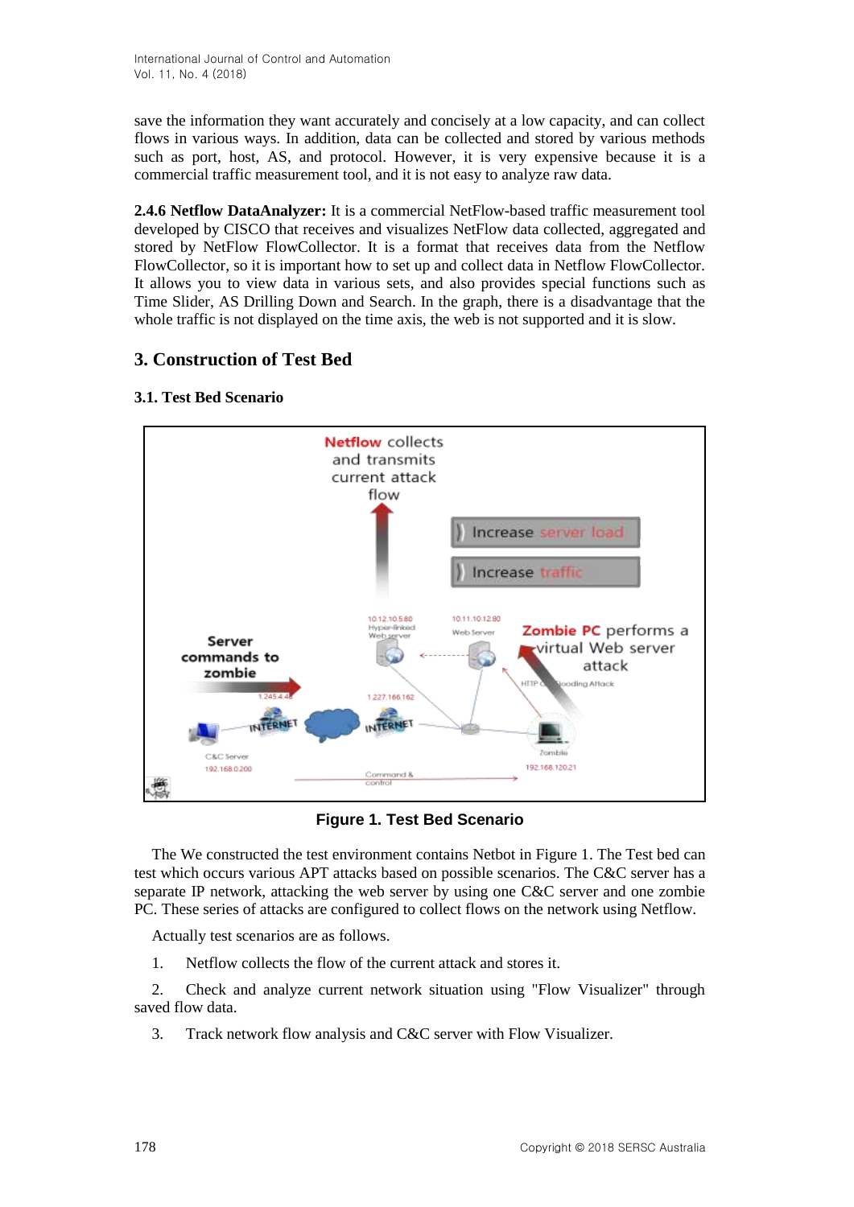save the information they want accurately and concisely at a low capacity, and can collect flows in various ways. In addition, data can be collected and stored by various methods such as port, host, AS, and protocol. However, it is very expensive because it is a commercial traffic measurement tool, and it is not easy to analyze raw data.

**2.4.6 Netflow DataAnalyzer:** It is a commercial NetFlow-based traffic measurement tool developed by CISCO that receives and visualizes NetFlow data collected, aggregated and stored by NetFlow FlowCollector. It is a format that receives data from the Netflow FlowCollector, so it is important how to set up and collect data in Netflow FlowCollector. It allows you to view data in various sets, and also provides special functions such as Time Slider, AS Drilling Down and Search. In the graph, there is a disadvantage that the whole traffic is not displayed on the time axis, the web is not supported and it is slow.

## 3. Construction of Test Bed

### 3.1. Test Bed Scenario

**Figure 1. Test Bed Scenario**

The We constructed the test environment contains Netbot in Figure 1. The Test bed can test which occurs various APT attacks based on possible scenarios. The C&C server has a separate IP network, attacking the web server by using one C&C server and one zombie PC. These series of attacks are configured to collect flows on the network using Netflow.

Actually test scenarios are as follows.

1. Netflow collects the flow of the current attack and stores it.
2. Check and analyze current network situation using "Flow Visualizer" through saved flow data.
3. Track network flow analysis and C&C server with Flow Visualizer.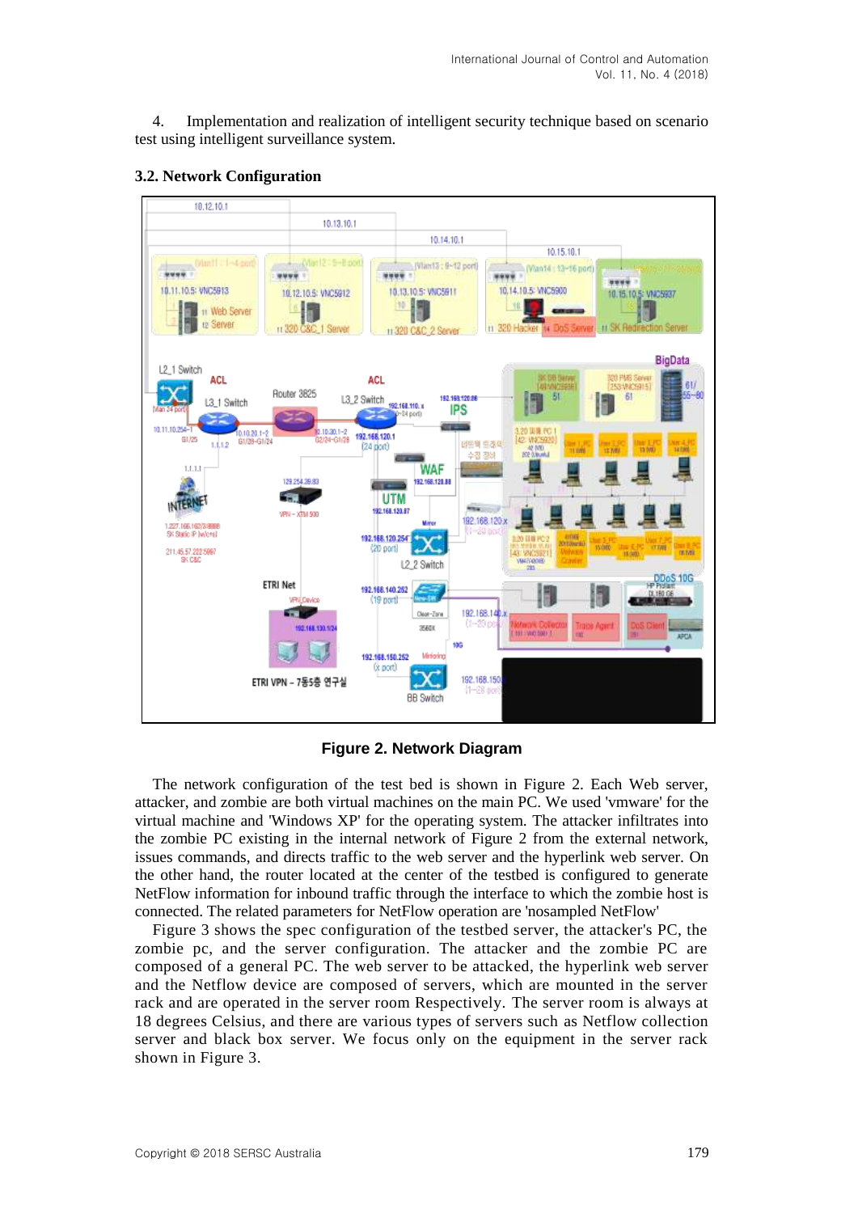4. Implementation and realization of intelligent security technique based on scenario test using intelligent surveillance system.

### 3.2. Network Configuration

**Figure 2. Network Diagram**

The network configuration of the test bed is shown in Figure 2. Each Web server, attacker, and zombie are both virtual machines on the main PC. We used 'vmware' for the virtual machine and 'Windows XP' for the operating system. The attacker infiltrates into the zombie PC existing in the internal network of Figure 2 from the external network, issues commands, and directs traffic to the web server and the hyperlink web server. On the other hand, the router located at the center of the testbed is configured to generate NetFlow information for inbound traffic through the interface to which the zombie host is connected. The related parameters for NetFlow operation are 'nosampled NetFlow'

Figure 3 shows the spec configuration of the testbed server, the attacker's PC, the zombie pc, and the server configuration. The attacker and the zombie PC are composed of a general PC. The web server to be attacked, the hyperlink web server and the Netflow device are composed of servers, which are mounted in the server rack and are operated in the server room Respectively. The server room is always at 18 degrees Celsius, and there are various types of servers such as Netflow collection server and black box server. We focus only on the equipment in the server rack shown in Figure 3.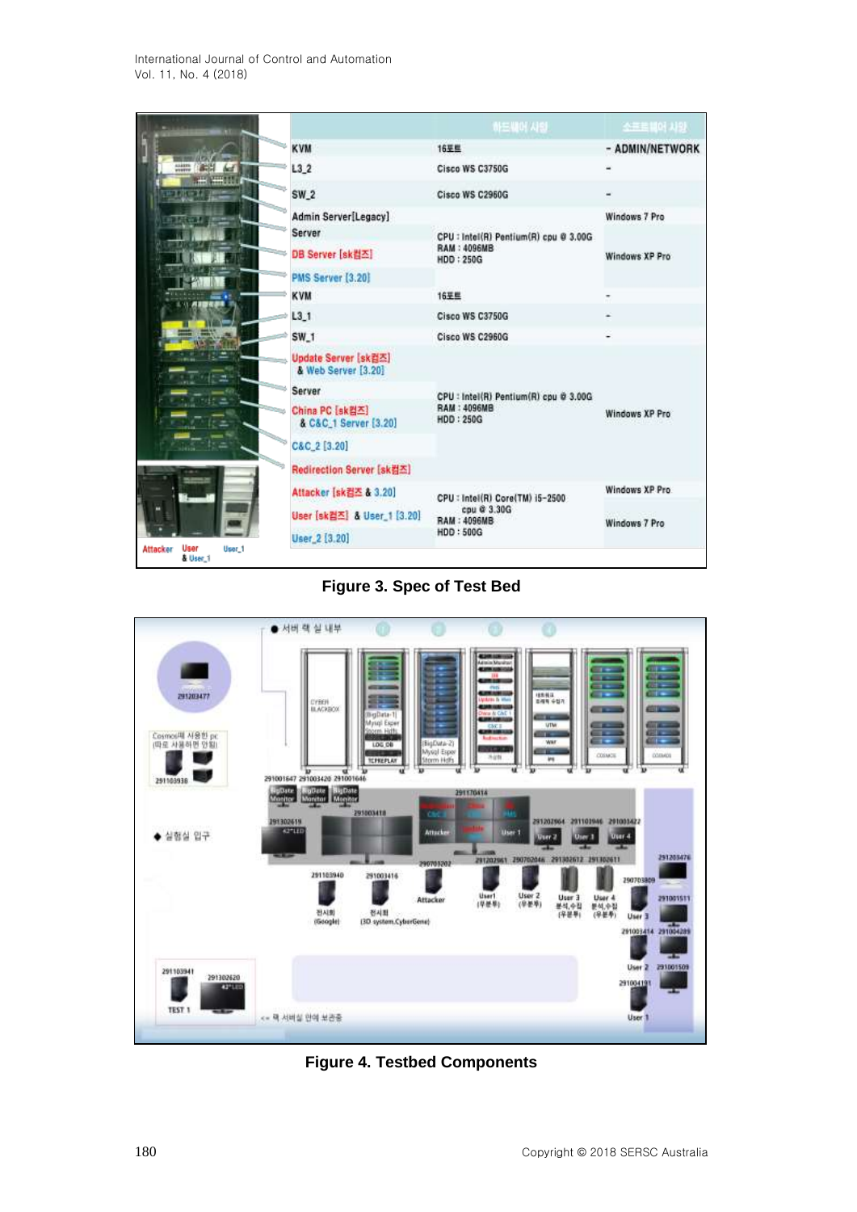| | 하드웨어 사양 | 소프트웨어 사양 |
|---|---|---|
| KVM | 16포트 | - ADMIN/NETWORK |
| L3_2 | Cisco WS C3750G | - |
| SW_2 | Cisco WS C2960G | - |
| Admin Server[Legacy] | | Windows 7 Pro |
| Server | CPU : Intel(R) Pentium(R) cpu @ 3.00G RAM : 4096MB HDD : 250G | Windows XP Pro |
| DB Server [sk컴즈] | | |
| PMS Server [3.20] | | |
| KVM | 16포트 | - |
| L3_1 | Cisco WS C3750G | - |
| SW_1 | Cisco WS C2960G | - |
| Update Server [sk컴즈] & Web Server [3.20] | | |
| Server | CPU : Intel(R) Pentium(R) cpu @ 3.00G RAM : 4096MB HDD : 250G | Windows XP Pro |
| China PC [sk컴즈] & C&C_1 Server [3.20] | | |
| C&C_2 [3.20] | | |
| Redirection Server [sk컴즈] | | |
| Attacker [sk컴즈 & 3.20] | CPU : Intel(R) Core(TM) i5-2500 cpu @ 3.30G RAM : 4096MB HDD : 500G | Windows XP Pro |
| User [sk컴즈] & User_1 [3.20] | | Windows 7 Pro |
| User_2 [3.20] | | |

Figure 3. Spec of Test Bed

Figure 4. Testbed Components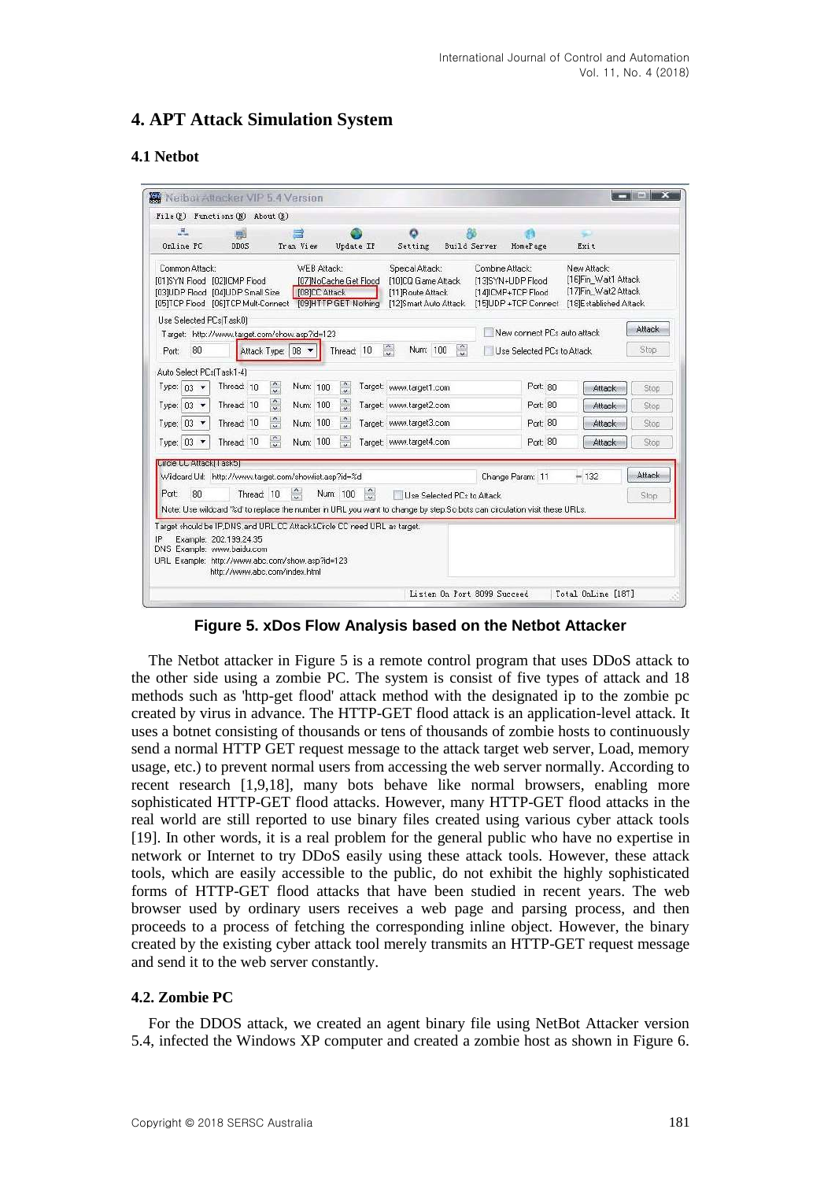# 4. APT Attack Simulation System

## 4.1 Netbot

**Figure 5. xDos Flow Analysis based on the Netbot Attacker**

The Netbot attacker in Figure 5 is a remote control program that uses DDoS attack to the other side using a zombie PC. The system is consist of five types of attack and 18 methods such as 'http-get flood' attack method with the designated ip to the zombie pc created by virus in advance. The HTTP-GET flood attack is an application-level attack. It uses a botnet consisting of thousands or tens of thousands of zombie hosts to continuously send a normal HTTP GET request message to the attack target web server, Load, memory usage, etc.) to prevent normal users from accessing the web server normally. According to recent research [1,9,18], many bots behave like normal browsers, enabling more sophisticated HTTP-GET flood attacks. However, many HTTP-GET flood attacks in the real world are still reported to use binary files created using various cyber attack tools [19]. In other words, it is a real problem for the general public who have no expertise in network or Internet to try DDoS easily using these attack tools. However, these attack tools, which are easily accessible to the public, do not exhibit the highly sophisticated forms of HTTP-GET flood attacks that have been studied in recent years. The web browser used by ordinary users receives a web page and parsing process, and then proceeds to a process of fetching the corresponding inline object. However, the binary created by the existing cyber attack tool merely transmits an HTTP-GET request message and send it to the web server constantly.

## 4.2. Zombie PC

For the DDOS attack, we created an agent binary file using NetBot Attacker version 5.4, infected the Windows XP computer and created a zombie host as shown in Figure 6.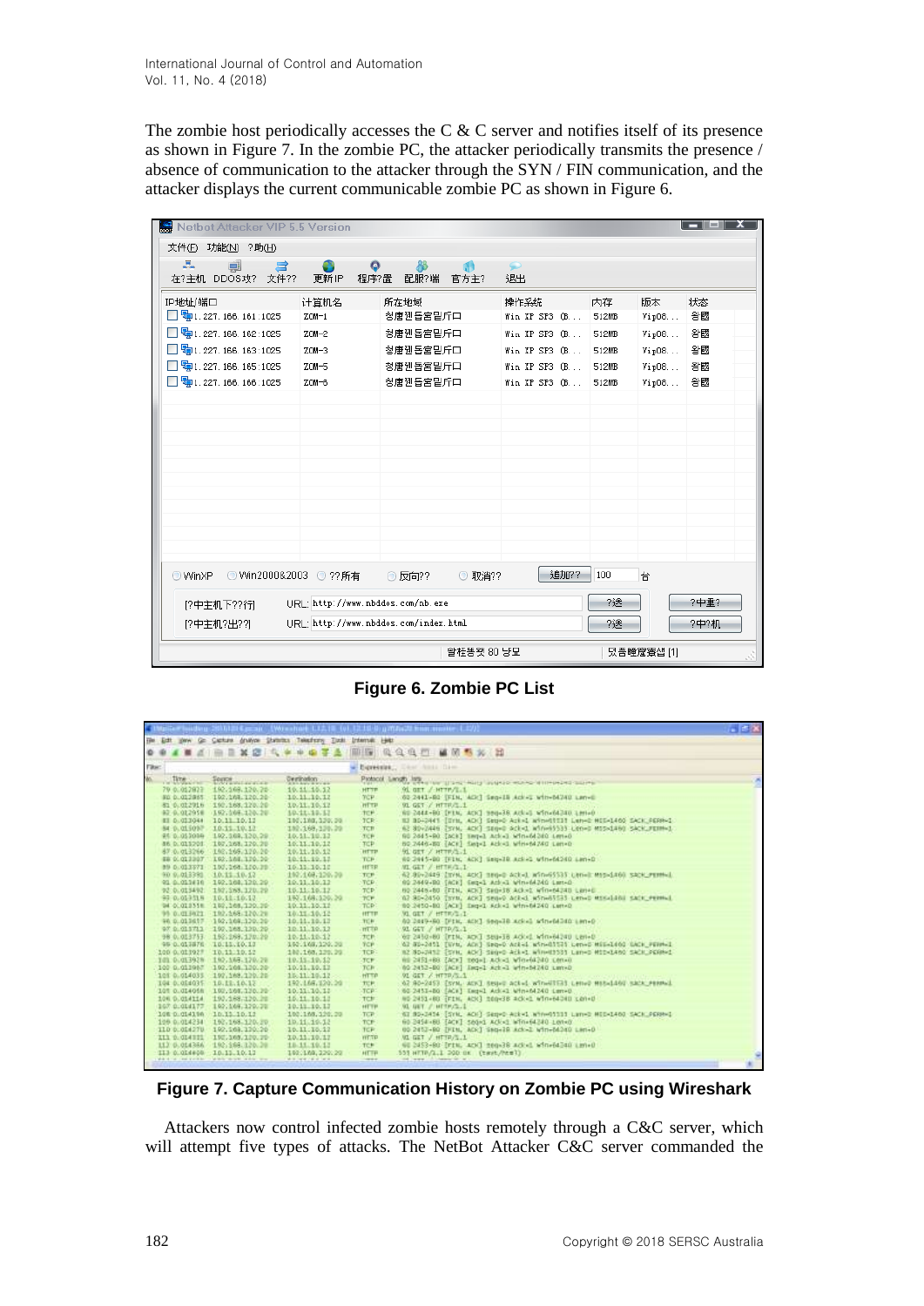The zombie host periodically accesses the C & C server and notifies itself of its presence as shown in Figure 7. In the zombie PC, the attacker periodically transmits the presence / absence of communication to the attacker through the SYN / FIN communication, and the attacker displays the current communicable zombie PC as shown in Figure 6.

**Figure 6. Zombie PC List**

**Figure 7. Capture Communication History on Zombie PC using Wireshark**

Attackers now control infected zombie hosts remotely through a C&C server, which will attempt five types of attacks. The NetBot Attacker C&C server commanded the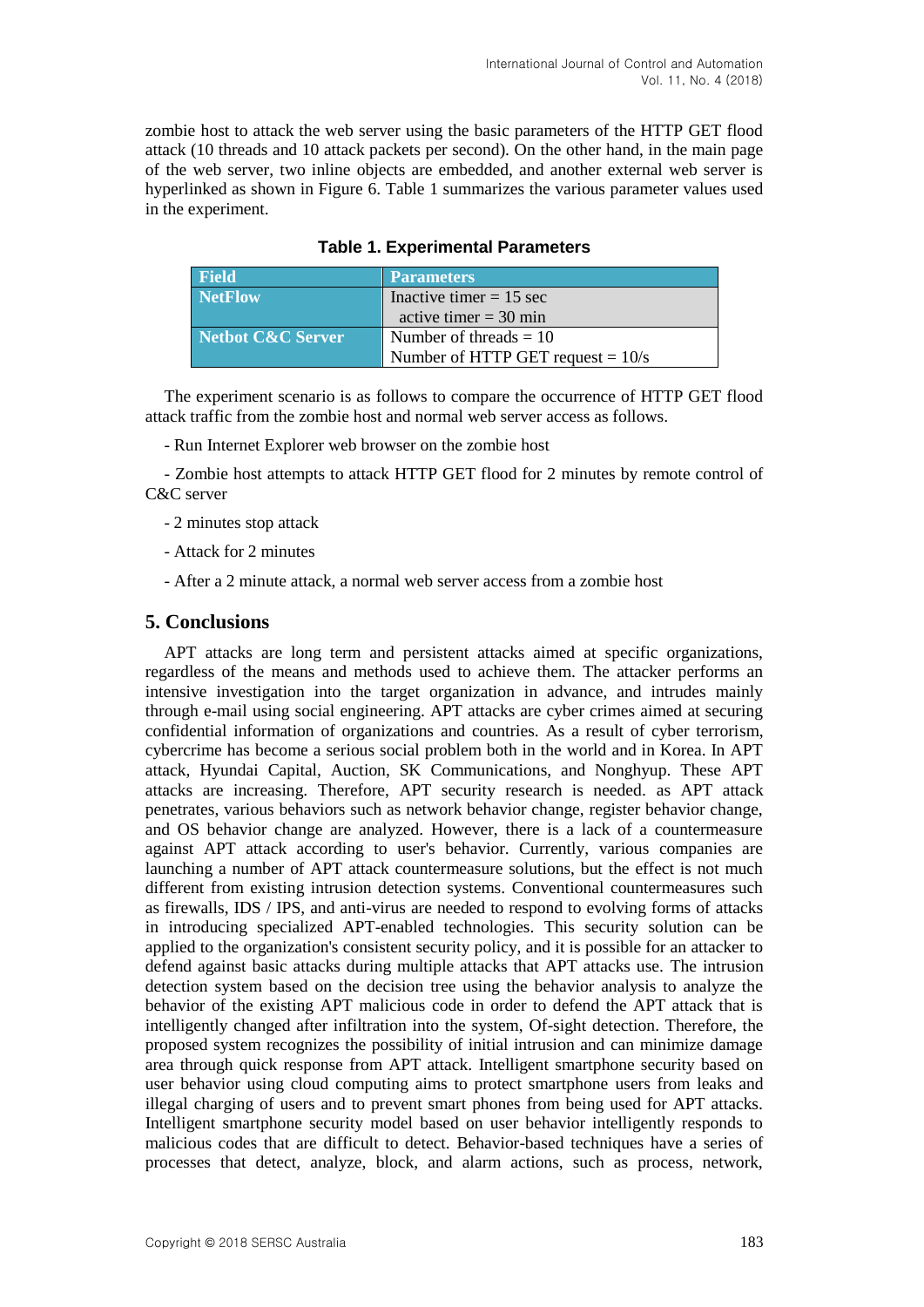zombie host to attack the web server using the basic parameters of the HTTP GET flood attack (10 threads and 10 attack packets per second). On the other hand, in the main page of the web server, two inline objects are embedded, and another external web server is hyperlinked as shown in Figure 6. Table 1 summarizes the various parameter values used in the experiment.

**Table 1. Experimental Parameters**

| Field | Parameters |
|---|---|
| **NetFlow** | Inactive timer = 15 sec<br>active timer = 30 min |
| **Netbot C&C Server** | Number of threads = 10<br>Number of HTTP GET request = 10/s |

The experiment scenario is as follows to compare the occurrence of HTTP GET flood attack traffic from the zombie host and normal web server access as follows.

- Run Internet Explorer web browser on the zombie host

- Zombie host attempts to attack HTTP GET flood for 2 minutes by remote control of C&C server

- 2 minutes stop attack

- Attack for 2 minutes

- After a 2 minute attack, a normal web server access from a zombie host

## 5. Conclusions

APT attacks are long term and persistent attacks aimed at specific organizations, regardless of the means and methods used to achieve them. The attacker performs an intensive investigation into the target organization in advance, and intrudes mainly through e-mail using social engineering. APT attacks are cyber crimes aimed at securing confidential information of organizations and countries. As a result of cyber terrorism, cybercrime has become a serious social problem both in the world and in Korea. In APT attack, Hyundai Capital, Auction, SK Communications, and Nonghyup. These APT attacks are increasing. Therefore, APT security research is needed. as APT attack penetrates, various behaviors such as network behavior change, register behavior change, and OS behavior change are analyzed. However, there is a lack of a countermeasure against APT attack according to user's behavior. Currently, various companies are launching a number of APT attack countermeasure solutions, but the effect is not much different from existing intrusion detection systems. Conventional countermeasures such as firewalls, IDS / IPS, and anti-virus are needed to respond to evolving forms of attacks in introducing specialized APT-enabled technologies. This security solution can be applied to the organization's consistent security policy, and it is possible for an attacker to defend against basic attacks during multiple attacks that APT attacks use. The intrusion detection system based on the decision tree using the behavior analysis to analyze the behavior of the existing APT malicious code in order to defend the APT attack that is intelligently changed after infiltration into the system, Of-sight detection. Therefore, the proposed system recognizes the possibility of initial intrusion and can minimize damage area through quick response from APT attack. Intelligent smartphone security based on user behavior using cloud computing aims to protect smartphone users from leaks and illegal charging of users and to prevent smart phones from being used for APT attacks. Intelligent smartphone security model based on user behavior intelligently responds to malicious codes that are difficult to detect. Behavior-based techniques have a series of processes that detect, analyze, block, and alarm actions, such as process, network,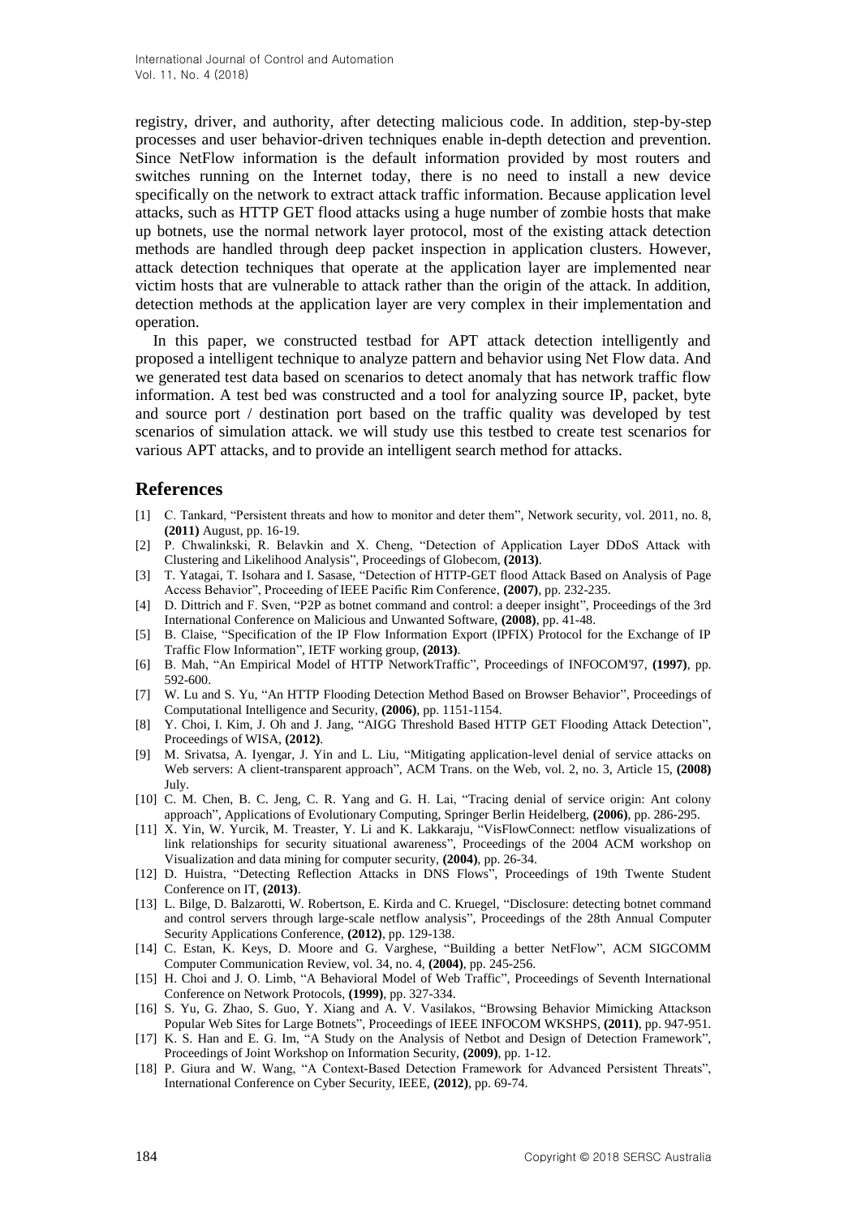registry, driver, and authority, after detecting malicious code. In addition, step-by-step processes and user behavior-driven techniques enable in-depth detection and prevention. Since NetFlow information is the default information provided by most routers and switches running on the Internet today, there is no need to install a new device specifically on the network to extract attack traffic information. Because application level attacks, such as HTTP GET flood attacks using a huge number of zombie hosts that make up botnets, use the normal network layer protocol, most of the existing attack detection methods are handled through deep packet inspection in application clusters. However, attack detection techniques that operate at the application layer are implemented near victim hosts that are vulnerable to attack rather than the origin of the attack. In addition, detection methods at the application layer are very complex in their implementation and operation.

In this paper, we constructed testbad for APT attack detection intelligently and proposed a intelligent technique to analyze pattern and behavior using Net Flow data. And we generated test data based on scenarios to detect anomaly that has network traffic flow information. A test bed was constructed and a tool for analyzing source IP, packet, byte and source port / destination port based on the traffic quality was developed by test scenarios of simulation attack. we will study use this testbed to create test scenarios for various APT attacks, and to provide an intelligent search method for attacks.

## References

[1] C. Tankard, "Persistent threats and how to monitor and deter them", Network security, vol. 2011, no. 8, **(2011)** August, pp. 16-19.

[2] P. Chwalinkski, R. Belavkin and X. Cheng, "Detection of Application Layer DDoS Attack with Clustering and Likelihood Analysis", Proceedings of Globecom, **(2013)**.

[3] T. Yatagai, T. Isohara and I. Sasase, "Detection of HTTP-GET flood Attack Based on Analysis of Page Access Behavior", Proceeding of IEEE Pacific Rim Conference, **(2007)**, pp. 232-235.

[4] D. Dittrich and F. Sven, "P2P as botnet command and control: a deeper insight", Proceedings of the 3rd International Conference on Malicious and Unwanted Software, **(2008)**, pp. 41-48.

[5] B. Claise, "Specification of the IP Flow Information Export (IPFIX) Protocol for the Exchange of IP Traffic Flow Information", IETF working group, **(2013)**.

[6] B. Mah, "An Empirical Model of HTTP NetworkTraffic", Proceedings of INFOCOM'97, **(1997)**, pp. 592-600.

[7] W. Lu and S. Yu, "An HTTP Flooding Detection Method Based on Browser Behavior", Proceedings of Computational Intelligence and Security, **(2006)**, pp. 1151-1154.

[8] Y. Choi, I. Kim, J. Oh and J. Jang, "AIGG Threshold Based HTTP GET Flooding Attack Detection", Proceedings of WISA, **(2012)**.

[9] M. Srivatsa, A. Iyengar, J. Yin and L. Liu, "Mitigating application-level denial of service attacks on Web servers: A client-transparent approach", ACM Trans. on the Web, vol. 2, no. 3, Article 15, **(2008)** July.

[10] C. M. Chen, B. C. Jeng, C. R. Yang and G. H. Lai, "Tracing denial of service origin: Ant colony approach", Applications of Evolutionary Computing, Springer Berlin Heidelberg, **(2006)**, pp. 286-295.

[11] X. Yin, W. Yurcik, M. Treaster, Y. Li and K. Lakkaraju, "VisFlowConnect: netflow visualizations of link relationships for security situational awareness", Proceedings of the 2004 ACM workshop on Visualization and data mining for computer security, **(2004)**, pp. 26-34.

[12] D. Huistra, "Detecting Reflection Attacks in DNS Flows", Proceedings of 19th Twente Student Conference on IT, **(2013)**.

[13] L. Bilge, D. Balzarotti, W. Robertson, E. Kirda and C. Kruegel, "Disclosure: detecting botnet command and control servers through large-scale netflow analysis", Proceedings of the 28th Annual Computer Security Applications Conference, **(2012)**, pp. 129-138.

[14] C. Estan, K. Keys, D. Moore and G. Varghese, "Building a better NetFlow", ACM SIGCOMM Computer Communication Review, vol. 34, no. 4, **(2004)**, pp. 245-256.

[15] H. Choi and J. O. Limb, "A Behavioral Model of Web Traffic", Proceedings of Seventh International Conference on Network Protocols, **(1999)**, pp. 327-334.

[16] S. Yu, G. Zhao, S. Guo, Y. Xiang and A. V. Vasilakos, "Browsing Behavior Mimicking Attackson Popular Web Sites for Large Botnets", Proceedings of IEEE INFOCOM WKSHPS, **(2011)**, pp. 947-951.

[17] K. S. Han and E. G. Im, "A Study on the Analysis of Netbot and Design of Detection Framework", Proceedings of Joint Workshop on Information Security, **(2009)**, pp. 1-12.

[18] P. Giura and W. Wang, "A Context-Based Detection Framework for Advanced Persistent Threats", International Conference on Cyber Security, IEEE, **(2012)**, pp. 69-74.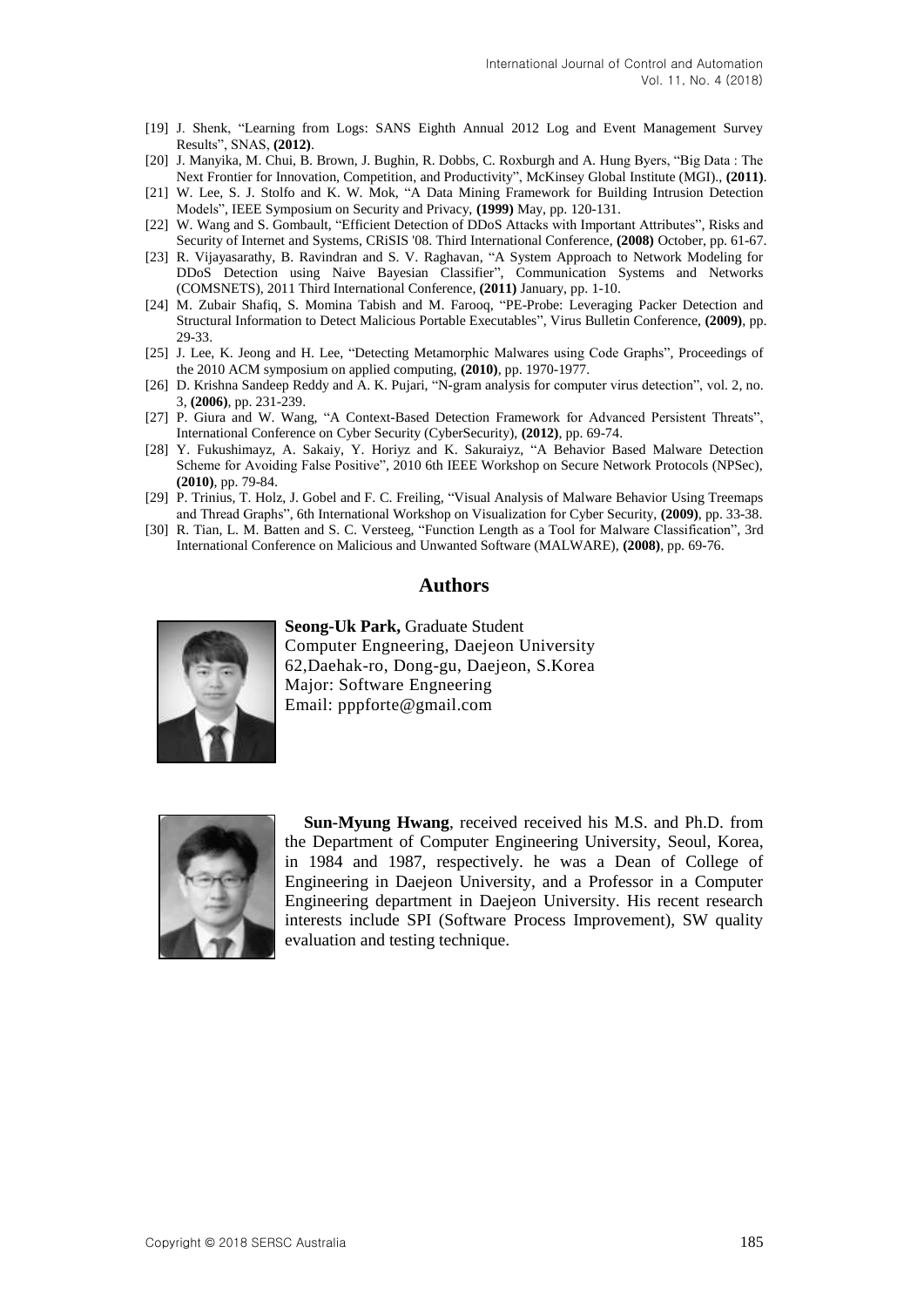[19] J. Shenk, "Learning from Logs: SANS Eighth Annual 2012 Log and Event Management Survey Results", SNAS, **(2012)**.

[20] J. Manyika, M. Chui, B. Brown, J. Bughin, R. Dobbs, C. Roxburgh and A. Hung Byers, "Big Data : The Next Frontier for Innovation, Competition, and Productivity", McKinsey Global Institute (MGI)., **(2011)**.

[21] W. Lee, S. J. Stolfo and K. W. Mok, "A Data Mining Framework for Building Intrusion Detection Models", IEEE Symposium on Security and Privacy, **(1999)** May, pp. 120-131.

[22] W. Wang and S. Gombault, "Efficient Detection of DDoS Attacks with Important Attributes", Risks and Security of Internet and Systems, CRiSIS '08. Third International Conference, **(2008)** October, pp. 61-67.

[23] R. Vijayasarathy, B. Ravindran and S. V. Raghavan, "A System Approach to Network Modeling for DDoS Detection using Naive Bayesian Classifier", Communication Systems and Networks (COMSNETS), 2011 Third International Conference, **(2011)** January, pp. 1-10.

[24] M. Zubair Shafiq, S. Momina Tabish and M. Farooq, "PE-Probe: Leveraging Packer Detection and Structural Information to Detect Malicious Portable Executables", Virus Bulletin Conference, **(2009)**, pp. 29-33.

[25] J. Lee, K. Jeong and H. Lee, "Detecting Metamorphic Malwares using Code Graphs", Proceedings of the 2010 ACM symposium on applied computing, **(2010)**, pp. 1970-1977.

[26] D. Krishna Sandeep Reddy and A. K. Pujari, "N-gram analysis for computer virus detection", vol. 2, no. 3, **(2006)**, pp. 231-239.

[27] P. Giura and W. Wang, "A Context-Based Detection Framework for Advanced Persistent Threats", International Conference on Cyber Security (CyberSecurity), **(2012)**, pp. 69-74.

[28] Y. Fukushimayz, A. Sakaiy, Y. Horiyz and K. Sakuraiyz, "A Behavior Based Malware Detection Scheme for Avoiding False Positive", 2010 6th IEEE Workshop on Secure Network Protocols (NPSec), **(2010)**, pp. 79-84.

[29] P. Trinius, T. Holz, J. Gobel and F. C. Freiling, "Visual Analysis of Malware Behavior Using Treemaps and Thread Graphs", 6th International Workshop on Visualization for Cyber Security, **(2009)**, pp. 33-38.

[30] R. Tian, L. M. Batten and S. C. Versteeg, "Function Length as a Tool for Malware Classification", 3rd International Conference on Malicious and Unwanted Software (MALWARE), **(2008)**, pp. 69-76.

## Authors

**Seong-Uk Park,** Graduate Student
Computer Engneering, Daejeon University
62,Daehak-ro, Dong-gu, Daejeon, S.Korea
Major: Software Engneering
Email: pppforte@gmail.com

**Sun-Myung Hwang**, received received his M.S. and Ph.D. from the Department of Computer Engineering University, Seoul, Korea, in 1984 and 1987, respectively. he was a Dean of College of Engineering in Daejeon University, and a Professor in a Computer Engineering department in Daejeon University. His recent research interests include SPI (Software Process Improvement), SW quality evaluation and testing technique.